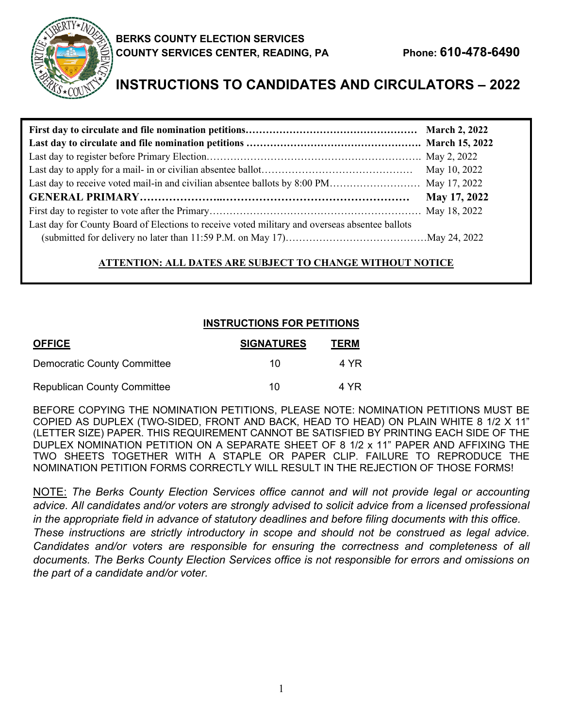**BERKS COUNTY ELECTION SERVICES**
**COUNTY SERVICES CENTER, READING, PA**

**Phone: 610-478-6490**

# INSTRUCTIONS TO CANDIDATES AND CIRCULATORS – 2022

| | |
|---|---|
| **First day to circulate and file nomination petitions** | **March 2, 2022** |
| **Last day to circulate and file nomination petitions** | **March 15, 2022** |
| Last day to register before Primary Election | May 2, 2022 |
| Last day to apply for a mail- in or civilian absentee ballot | May 10, 2022 |
| Last day to receive voted mail-in and civilian absentee ballots by 8:00 PM | May 17, 2022 |
| **GENERAL PRIMARY** | **May 17, 2022** |
| First day to register to vote after the Primary | May 18, 2022 |
| Last day for County Board of Elections to receive voted military and overseas absentee ballots (submitted for delivery no later than 11:59 P.M. on May 17) | May 24, 2022 |

**ATTENTION: ALL DATES ARE SUBJECT TO CHANGE WITHOUT NOTICE**

## INSTRUCTIONS FOR PETITIONS

| OFFICE | SIGNATURES | TERM |
|---|---|---|
| Democratic County Committee | 10 | 4 YR |
| Republican County Committee | 10 | 4 YR |

BEFORE COPYING THE NOMINATION PETITIONS, PLEASE NOTE: NOMINATION PETITIONS MUST BE COPIED AS DUPLEX (TWO-SIDED, FRONT AND BACK, HEAD TO HEAD) ON PLAIN WHITE 8 1/2 X 11" (LETTER SIZE) PAPER. THIS REQUIREMENT CANNOT BE SATISFIED BY PRINTING EACH SIDE OF THE DUPLEX NOMINATION PETITION ON A SEPARATE SHEET OF 8 1/2 x 11" PAPER AND AFFIXING THE TWO SHEETS TOGETHER WITH A STAPLE OR PAPER CLIP. FAILURE TO REPRODUCE THE NOMINATION PETITION FORMS CORRECTLY WILL RESULT IN THE REJECTION OF THOSE FORMS!

NOTE: *The Berks County Election Services office cannot and will not provide legal or accounting advice. All candidates and/or voters are strongly advised to solicit advice from a licensed professional in the appropriate field in advance of statutory deadlines and before filing documents with this office. These instructions are strictly introductory in scope and should not be construed as legal advice. Candidates and/or voters are responsible for ensuring the correctness and completeness of all documents. The Berks County Election Services office is not responsible for errors and omissions on the part of a candidate and/or voter.*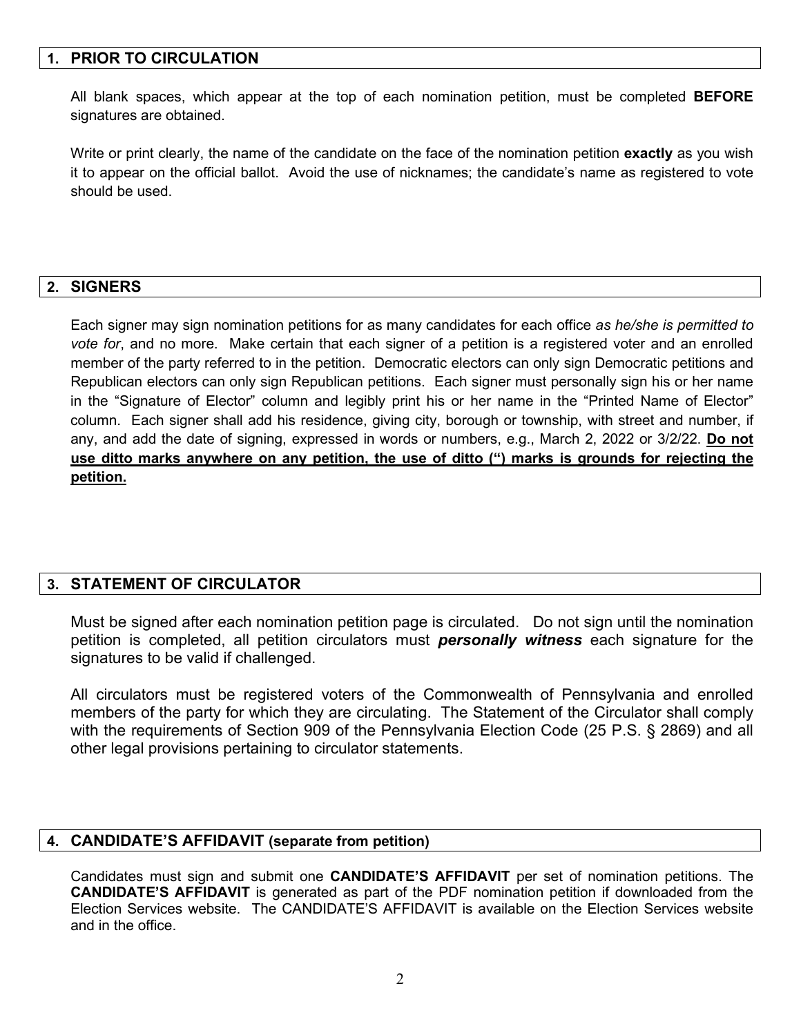## 1. PRIOR TO CIRCULATION

All blank spaces, which appear at the top of each nomination petition, must be completed **BEFORE** signatures are obtained.

Write or print clearly, the name of the candidate on the face of the nomination petition **exactly** as you wish it to appear on the official ballot. Avoid the use of nicknames; the candidate's name as registered to vote should be used.

## 2. SIGNERS

Each signer may sign nomination petitions for as many candidates for each office *as he/she is permitted to vote for*, and no more. Make certain that each signer of a petition is a registered voter and an enrolled member of the party referred to in the petition. Democratic electors can only sign Democratic petitions and Republican electors can only sign Republican petitions. Each signer must personally sign his or her name in the "Signature of Elector" column and legibly print his or her name in the "Printed Name of Elector" column. Each signer shall add his residence, giving city, borough or township, with street and number, if any, and add the date of signing, expressed in words or numbers, e.g., March 2, 2022 or 3/2/22. **Do not use ditto marks anywhere on any petition, the use of ditto (") marks is grounds for rejecting the petition.**

## 3. STATEMENT OF CIRCULATOR

Must be signed after each nomination petition page is circulated. Do not sign until the nomination petition is completed, all petition circulators must ***personally witness*** each signature for the signatures to be valid if challenged.

All circulators must be registered voters of the Commonwealth of Pennsylvania and enrolled members of the party for which they are circulating. The Statement of the Circulator shall comply with the requirements of Section 909 of the Pennsylvania Election Code (25 P.S. § 2869) and all other legal provisions pertaining to circulator statements.

## 4. CANDIDATE'S AFFIDAVIT (separate from petition)

Candidates must sign and submit one **CANDIDATE'S AFFIDAVIT** per set of nomination petitions. The **CANDIDATE'S AFFIDAVIT** is generated as part of the PDF nomination petition if downloaded from the Election Services website. The CANDIDATE'S AFFIDAVIT is available on the Election Services website and in the office.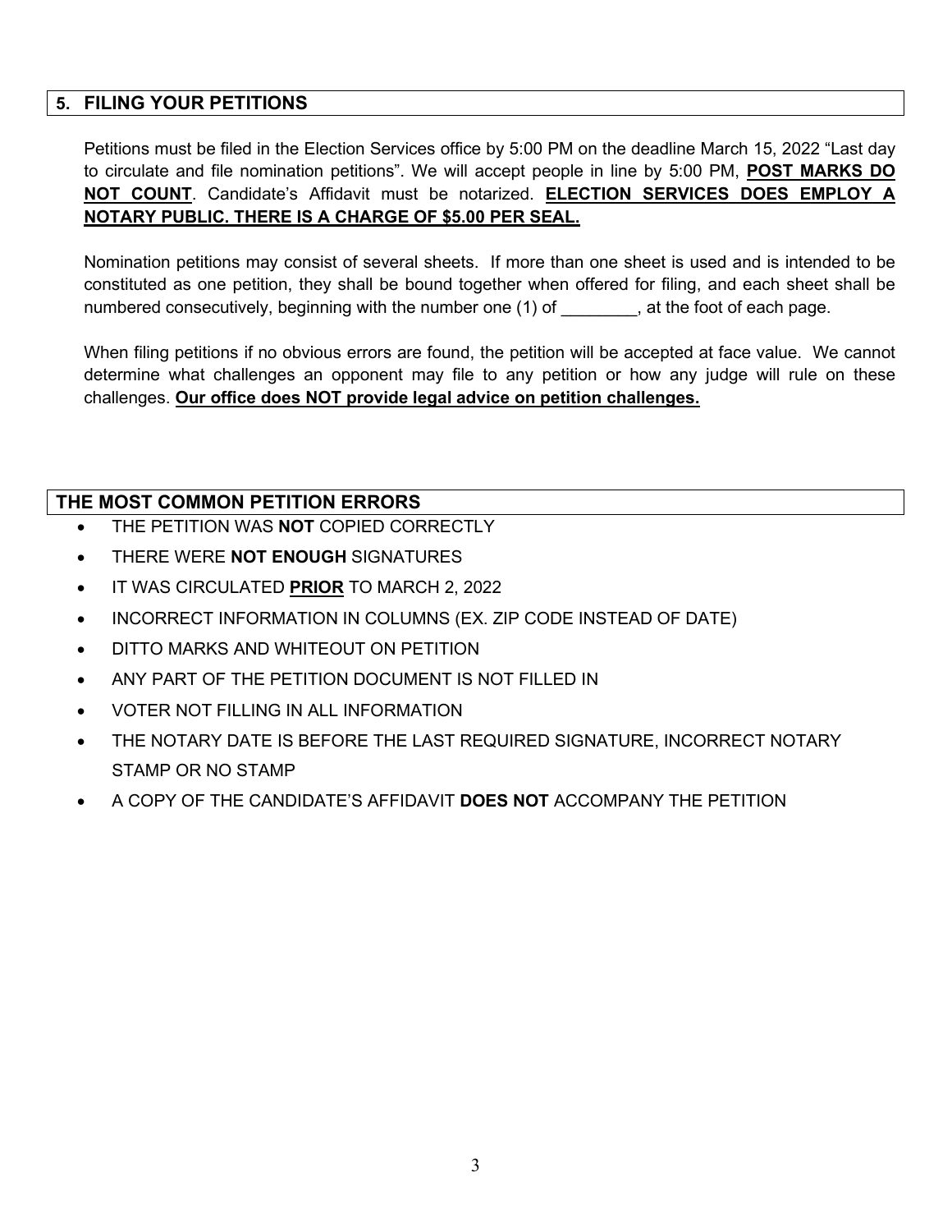## 5. FILING YOUR PETITIONS

Petitions must be filed in the Election Services office by 5:00 PM on the deadline March 15, 2022 "Last day to circulate and file nomination petitions". We will accept people in line by 5:00 PM, **POST MARKS DO NOT COUNT**. Candidate's Affidavit must be notarized. **ELECTION SERVICES DOES EMPLOY A NOTARY PUBLIC. THERE IS A CHARGE OF $5.00 PER SEAL.**

Nomination petitions may consist of several sheets. If more than one sheet is used and is intended to be constituted as one petition, they shall be bound together when offered for filing, and each sheet shall be numbered consecutively, beginning with the number one (1) of ________, at the foot of each page.

When filing petitions if no obvious errors are found, the petition will be accepted at face value. We cannot determine what challenges an opponent may file to any petition or how any judge will rule on these challenges. **Our office does NOT provide legal advice on petition challenges.**

## THE MOST COMMON PETITION ERRORS

- THE PETITION WAS **NOT** COPIED CORRECTLY
- THERE WERE **NOT ENOUGH** SIGNATURES
- IT WAS CIRCULATED **PRIOR** TO MARCH 2, 2022
- INCORRECT INFORMATION IN COLUMNS (EX. ZIP CODE INSTEAD OF DATE)
- DITTO MARKS AND WHITEOUT ON PETITION
- ANY PART OF THE PETITION DOCUMENT IS NOT FILLED IN
- VOTER NOT FILLING IN ALL INFORMATION
- THE NOTARY DATE IS BEFORE THE LAST REQUIRED SIGNATURE, INCORRECT NOTARY STAMP OR NO STAMP
- A COPY OF THE CANDIDATE'S AFFIDAVIT **DOES NOT** ACCOMPANY THE PETITION